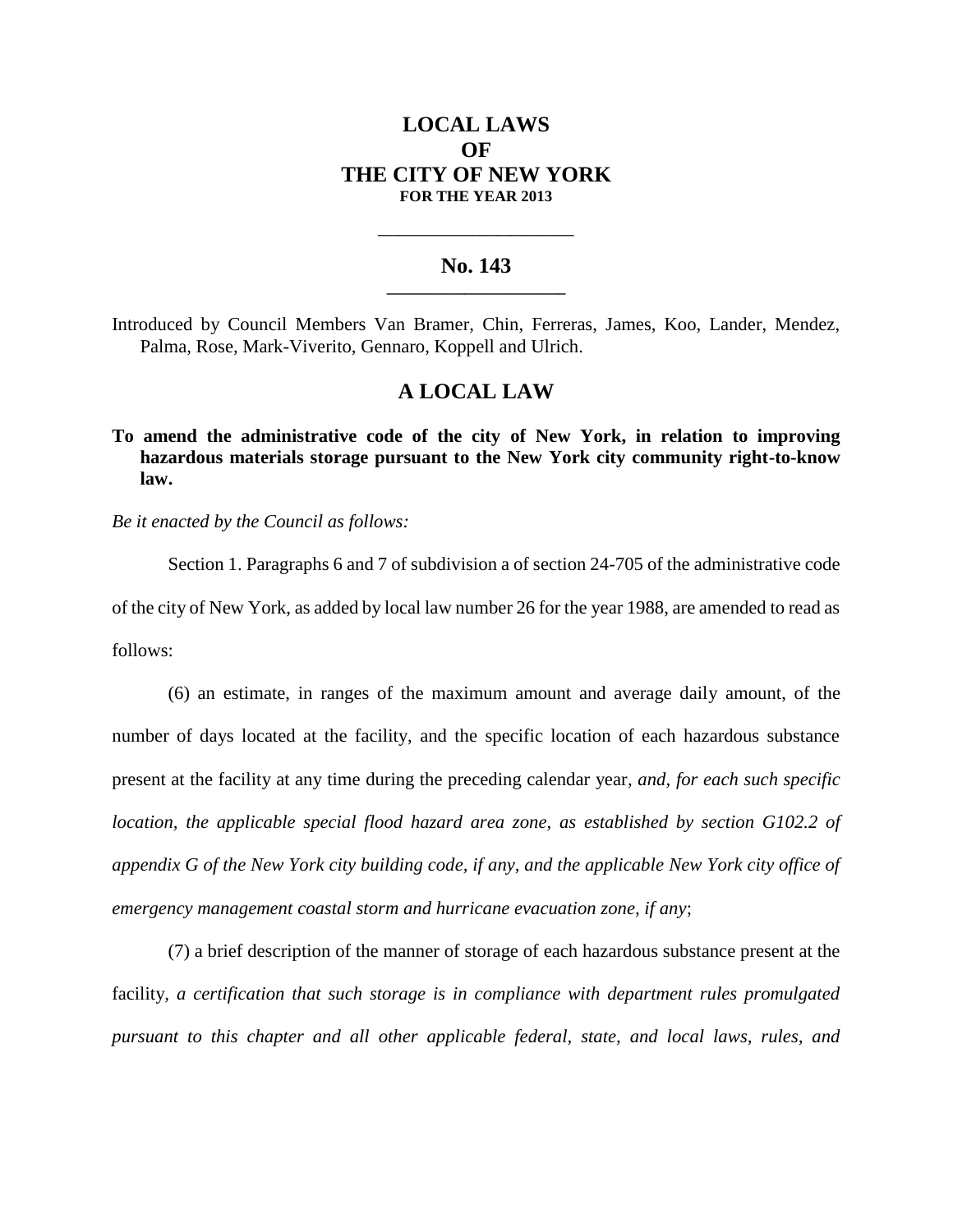# LOCAL LAWS
# OF
# THE CITY OF NEW YORK
**FOR THE YEAR 2013**

---

## No. 143

---

Introduced by Council Members Van Bramer, Chin, Ferreras, James, Koo, Lander, Mendez, Palma, Rose, Mark-Viverito, Gennaro, Koppell and Ulrich.

## A LOCAL LAW

**To amend the administrative code of the city of New York, in relation to improving hazardous materials storage pursuant to the New York city community right-to-know law.**

*Be it enacted by the Council as follows:*

Section 1. Paragraphs 6 and 7 of subdivision a of section 24-705 of the administrative code of the city of New York, as added by local law number 26 for the year 1988, are amended to read as follows:

(6) an estimate, in ranges of the maximum amount and average daily amount, of the number of days located at the facility, and the specific location of each hazardous substance present at the facility at any time during the preceding calendar year*, and, for each such specific location, the applicable special flood hazard area zone, as established by section G102.2 of appendix G of the New York city building code, if any, and the applicable New York city office of emergency management coastal storm and hurricane evacuation zone, if any*;

(7) a brief description of the manner of storage of each hazardous substance present at the facility*, a certification that such storage is in compliance with department rules promulgated pursuant to this chapter and all other applicable federal, state, and local laws, rules, and*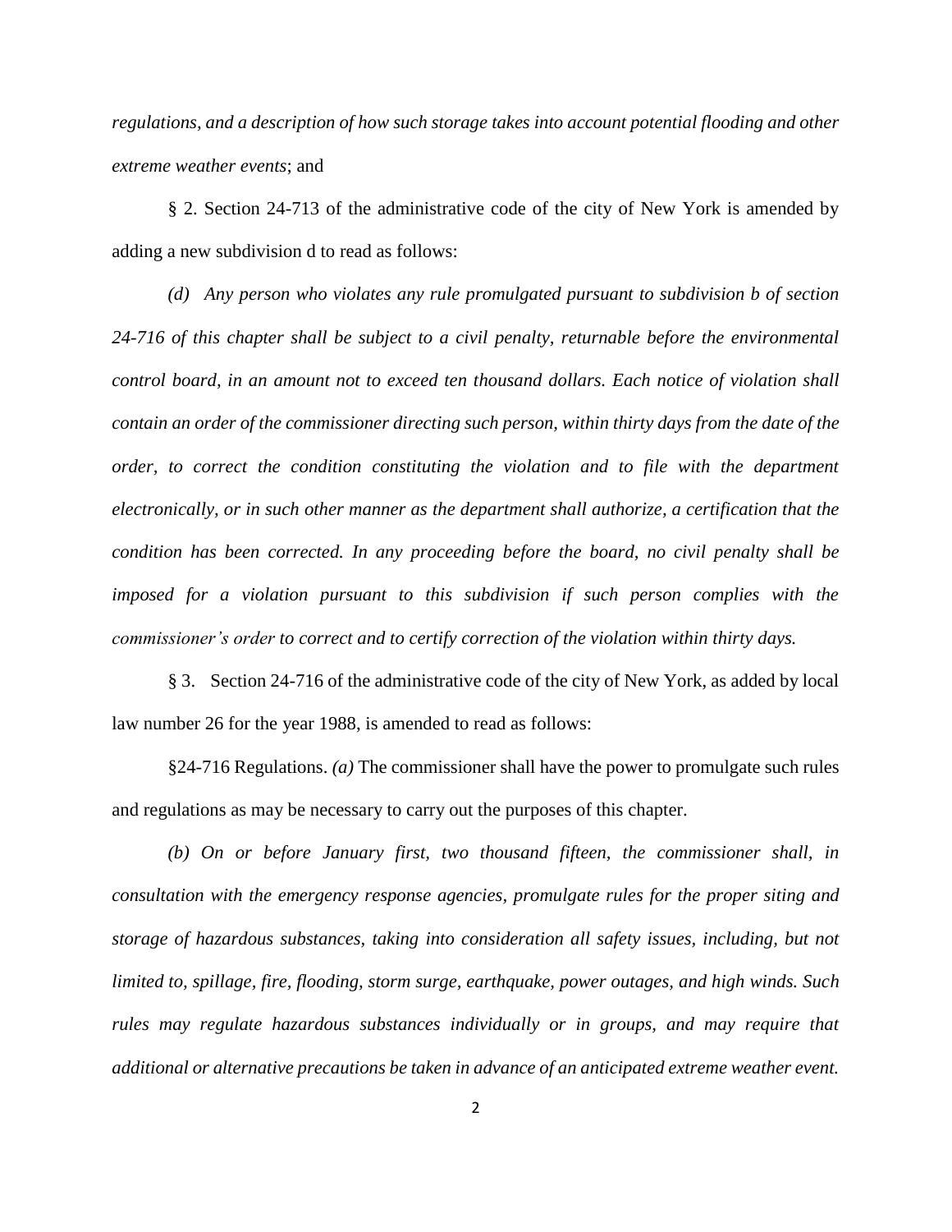*regulations, and a description of how such storage takes into account potential flooding and other extreme weather events*; and

§ 2. Section 24-713 of the administrative code of the city of New York is amended by adding a new subdivision d to read as follows:

*(d) Any person who violates any rule promulgated pursuant to subdivision b of section 24-716 of this chapter shall be subject to a civil penalty, returnable before the environmental control board, in an amount not to exceed ten thousand dollars. Each notice of violation shall contain an order of the commissioner directing such person, within thirty days from the date of the order, to correct the condition constituting the violation and to file with the department electronically, or in such other manner as the department shall authorize, a certification that the condition has been corrected. In any proceeding before the board, no civil penalty shall be imposed for a violation pursuant to this subdivision if such person complies with the commissioner's order to correct and to certify correction of the violation within thirty days.*

§ 3. Section 24-716 of the administrative code of the city of New York, as added by local law number 26 for the year 1988, is amended to read as follows:

§24-716 Regulations. *(a)* The commissioner shall have the power to promulgate such rules and regulations as may be necessary to carry out the purposes of this chapter.

*(b) On or before January first, two thousand fifteen, the commissioner shall, in consultation with the emergency response agencies, promulgate rules for the proper siting and storage of hazardous substances, taking into consideration all safety issues, including, but not limited to, spillage, fire, flooding, storm surge, earthquake, power outages, and high winds. Such rules may regulate hazardous substances individually or in groups, and may require that additional or alternative precautions be taken in advance of an anticipated extreme weather event.*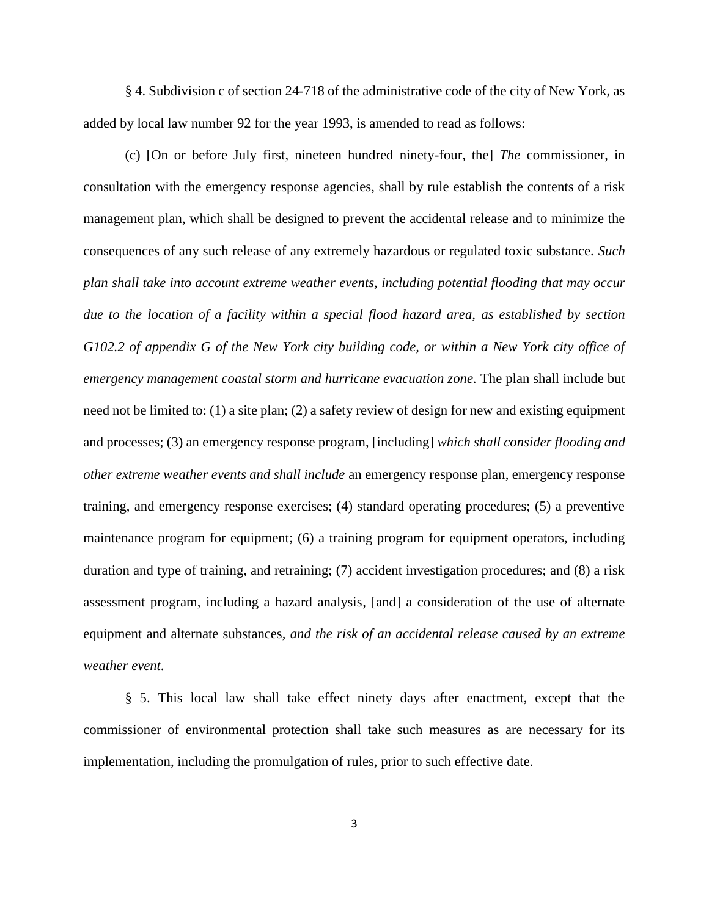§ 4. Subdivision c of section 24-718 of the administrative code of the city of New York, as added by local law number 92 for the year 1993, is amended to read as follows:

(c) [On or before July first, nineteen hundred ninety-four, the] *The* commissioner, in consultation with the emergency response agencies, shall by rule establish the contents of a risk management plan, which shall be designed to prevent the accidental release and to minimize the consequences of any such release of any extremely hazardous or regulated toxic substance. *Such plan shall take into account extreme weather events, including potential flooding that may occur due to the location of a facility within a special flood hazard area, as established by section G102.2 of appendix G of the New York city building code, or within a New York city office of emergency management coastal storm and hurricane evacuation zone.* The plan shall include but need not be limited to: (1) a site plan; (2) a safety review of design for new and existing equipment and processes; (3) an emergency response program, [including] *which shall consider flooding and other extreme weather events and shall include* an emergency response plan, emergency response training, and emergency response exercises; (4) standard operating procedures; (5) a preventive maintenance program for equipment; (6) a training program for equipment operators, including duration and type of training, and retraining; (7) accident investigation procedures; and (8) a risk assessment program, including a hazard analysis, [and] a consideration of the use of alternate equipment and alternate substances*, and the risk of an accidental release caused by an extreme weather event*.

§ 5. This local law shall take effect ninety days after enactment, except that the commissioner of environmental protection shall take such measures as are necessary for its implementation, including the promulgation of rules, prior to such effective date.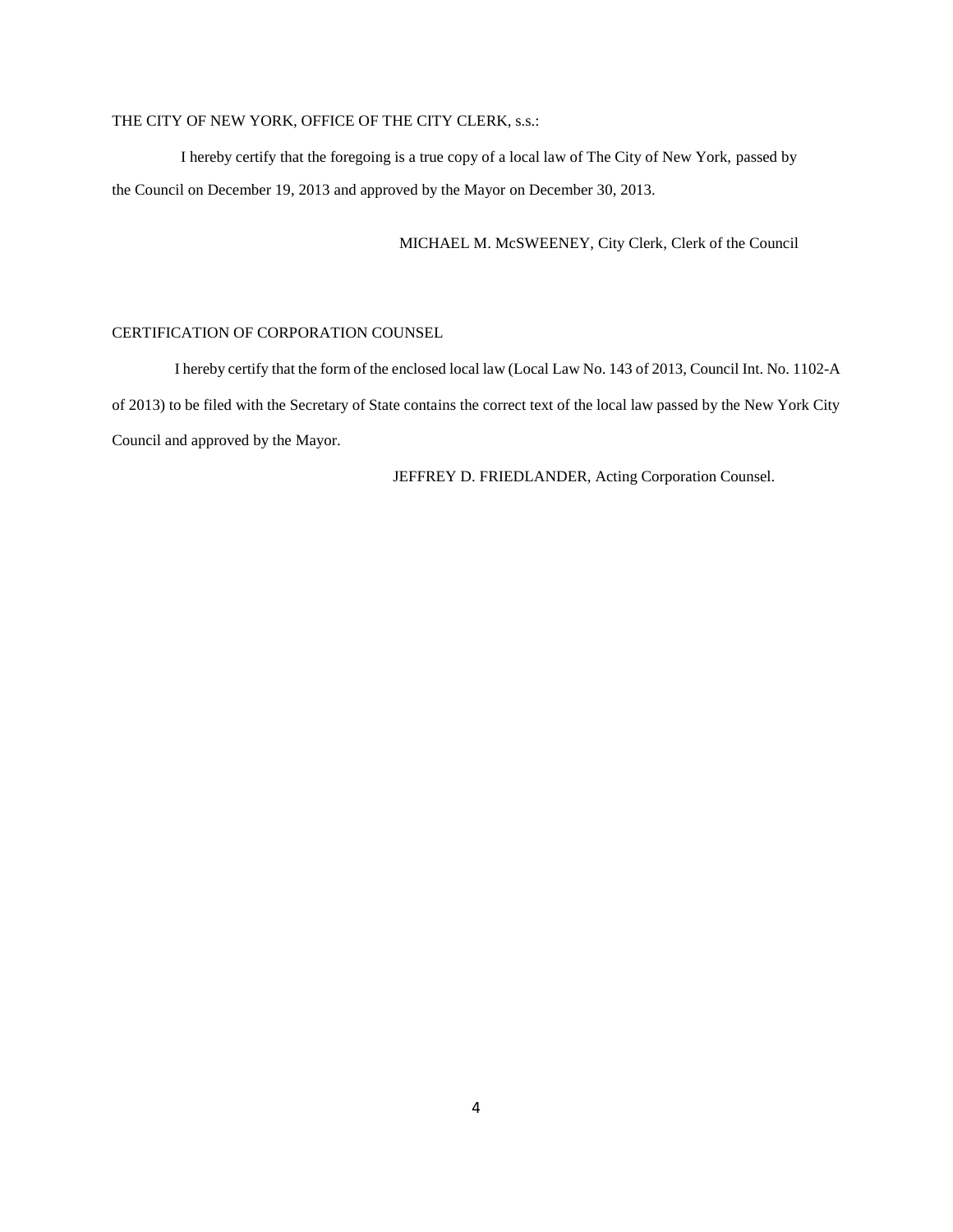THE CITY OF NEW YORK, OFFICE OF THE CITY CLERK, s.s.:

I hereby certify that the foregoing is a true copy of a local law of The City of New York, passed by the Council on December 19, 2013 and approved by the Mayor on December 30, 2013.

MICHAEL M. McSWEENEY, City Clerk, Clerk of the Council

CERTIFICATION OF CORPORATION COUNSEL

I hereby certify that the form of the enclosed local law (Local Law No. 143 of 2013, Council Int. No. 1102-A of 2013) to be filed with the Secretary of State contains the correct text of the local law passed by the New York City Council and approved by the Mayor.

JEFFREY D. FRIEDLANDER, Acting Corporation Counsel.